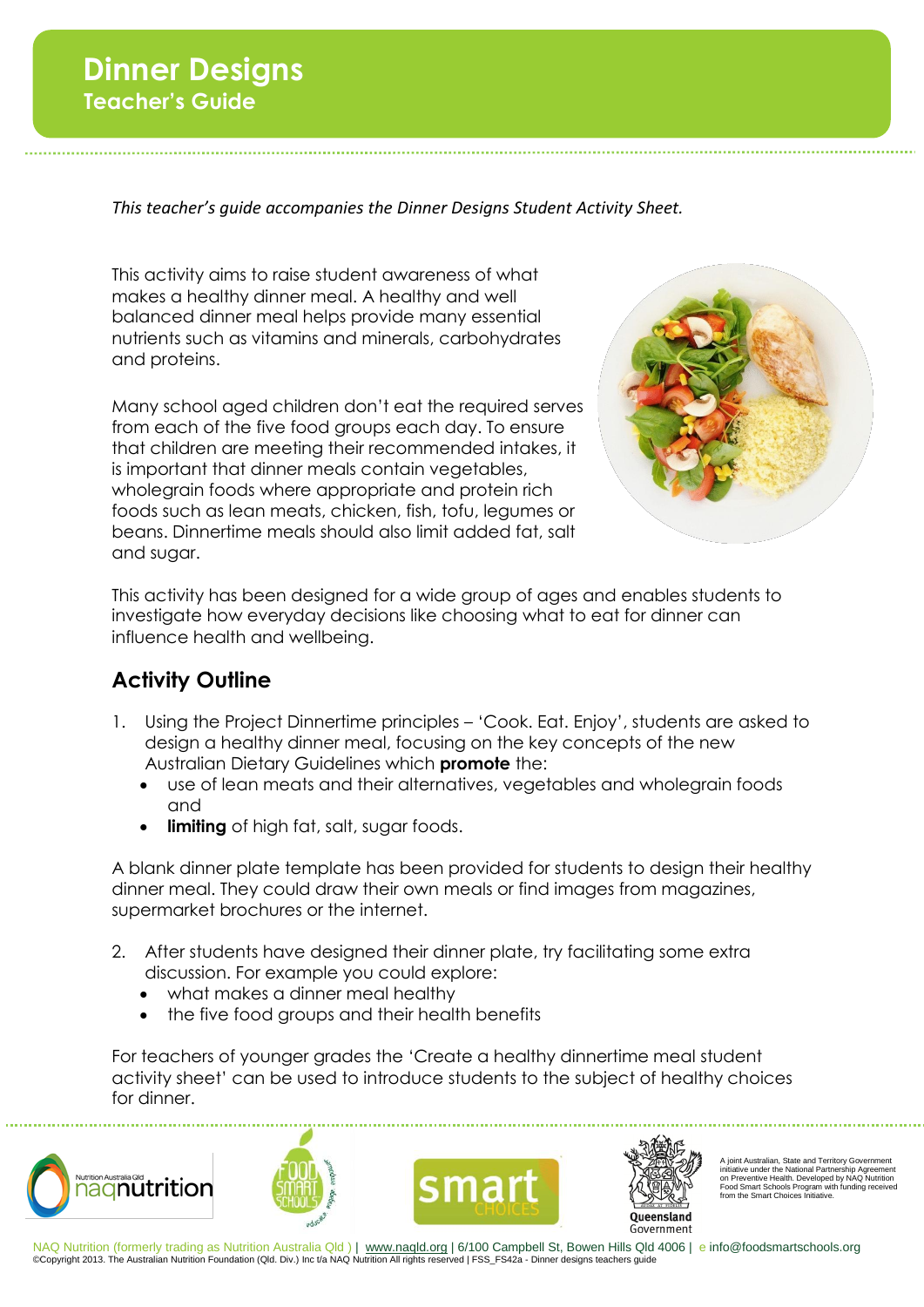# Dinner Designs
## Teacher's Guide

*This teacher's guide accompanies the Dinner Designs Student Activity Sheet.*

This activity aims to raise student awareness of what makes a healthy dinner meal. A healthy and well balanced dinner meal helps provide many essential nutrients such as vitamins and minerals, carbohydrates and proteins.

Many school aged children don't eat the required serves from each of the five food groups each day. To ensure that children are meeting their recommended intakes, it is important that dinner meals contain vegetables, wholegrain foods where appropriate and protein rich foods such as lean meats, chicken, fish, tofu, legumes or beans. Dinnertime meals should also limit added fat, salt and sugar.

This activity has been designed for a wide group of ages and enables students to investigate how everyday decisions like choosing what to eat for dinner can influence health and wellbeing.

## Activity Outline

1. Using the Project Dinnertime principles – 'Cook. Eat. Enjoy', students are asked to design a healthy dinner meal, focusing on the key concepts of the new Australian Dietary Guidelines which **promote** the:
   - use of lean meats and their alternatives, vegetables and wholegrain foods and
   - **limiting** of high fat, salt, sugar foods.

A blank dinner plate template has been provided for students to design their healthy dinner meal. They could draw their own meals or find images from magazines, supermarket brochures or the internet.

2. After students have designed their dinner plate, try facilitating some extra discussion. For example you could explore:
   - what makes a dinner meal healthy
   - the five food groups and their health benefits

For teachers of younger grades the 'Create a healthy dinnertime meal student activity sheet' can be used to introduce students to the subject of healthy choices for dinner.

A joint Australian, State and Territory Government initiative under the National Partnership Agreement on Preventive Health. Developed by NAQ Nutrition Food Smart Schools Program with funding received from the Smart Choices Initiative.

NAQ Nutrition (formerly trading as Nutrition Australia Qld ) | www.naqld.org | 6/100 Campbell St, Bowen Hills Qld 4006 | e info@foodsmartschools.org
©Copyright 2013. The Australian Nutrition Foundation (Qld. Div.) Inc t/a NAQ Nutrition All rights reserved | FSS_FS42a - Dinner designs teachers guide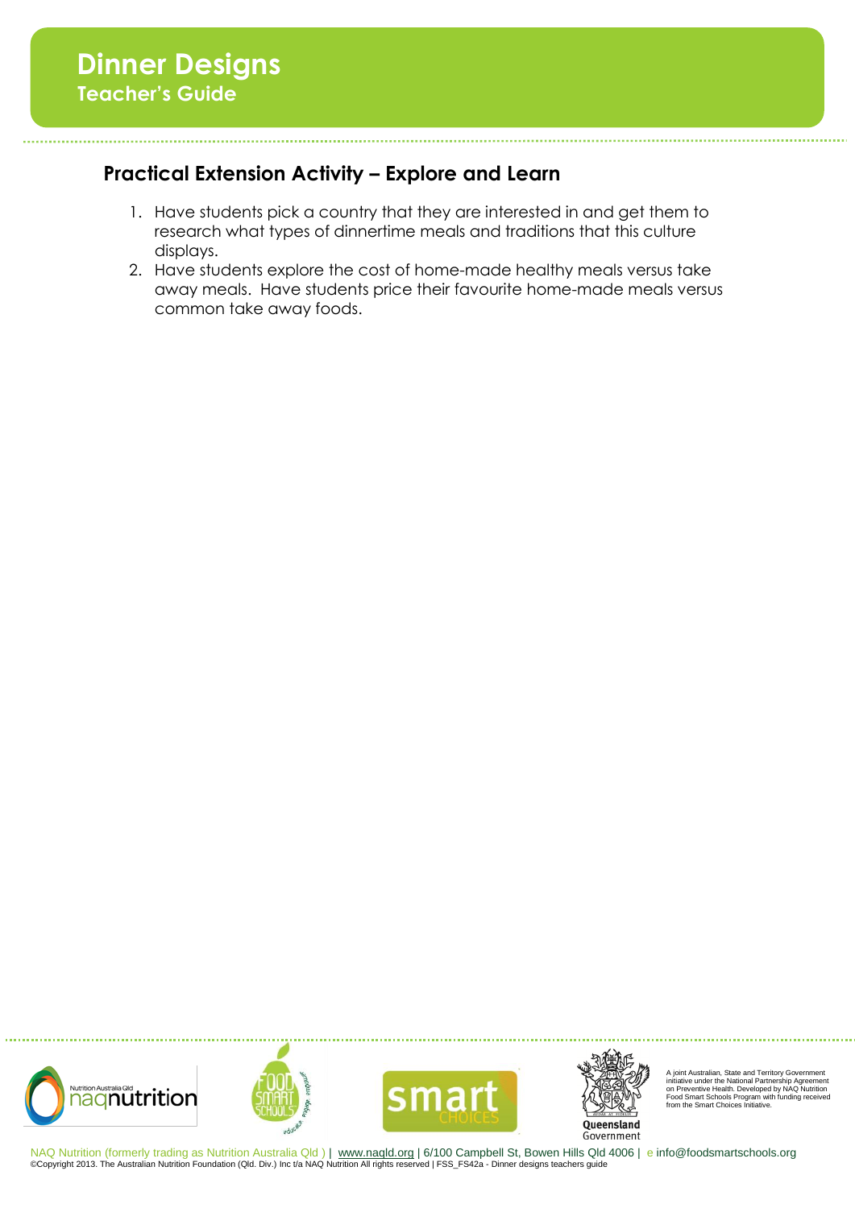# Dinner Designs
## Teacher's Guide

### Practical Extension Activity – Explore and Learn

1. Have students pick a country that they are interested in and get them to research what types of dinnertime meals and traditions that this culture displays.
2. Have students explore the cost of home-made healthy meals versus take away meals. Have students price their favourite home-made meals versus common take away foods.

A joint Australian, State and Territory Government initiative under the National Partnership Agreement on Preventive Health. Developed by NAQ Nutrition Food Smart Schools Program with funding received from the Smart Choices Initiative.

NAQ Nutrition (formerly trading as Nutrition Australia Qld ) | www.naqld.org | 6/100 Campbell St, Bowen Hills Qld 4006 | e info@foodsmartschools.org
©Copyright 2013. The Australian Nutrition Foundation (Qld. Div.) Inc t/a NAQ Nutrition All rights reserved | FSS_FS42a - Dinner designs teachers guide